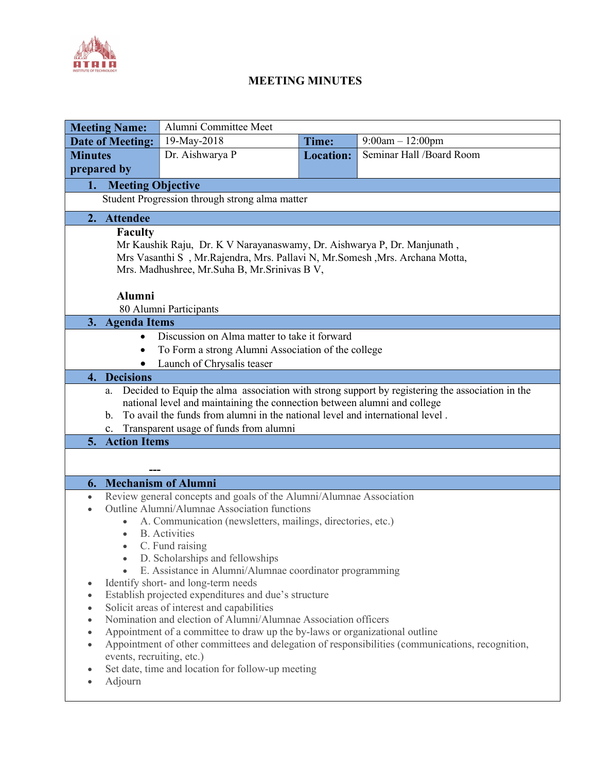# MEETING MINUTES

| Meeting Name: | Alumni Committee Meet | | |
|---|---|---|---|
| Date of Meeting: | 19-May-2018 | Time: | 9:00am – 12:00pm |
| Minutes prepared by | Dr. Aishwarya P | Location: | Seminar Hall /Board Room |

## 1. Meeting Objective

Student Progression through strong alma matter

## 2. Attendee

**Faculty**

Mr Kaushik Raju, Dr. K V Narayanaswamy, Dr. Aishwarya P, Dr. Manjunath , Mrs Vasanthi S , Mr.Rajendra, Mrs. Pallavi N, Mr.Somesh ,Mrs. Archana Motta, Mrs. Madhushree, Mr.Suha B, Mr.Srinivas B V,

**Alumni**

80 Alumni Participants

## 3. Agenda Items

- Discussion on Alma matter to take it forward
- To Form a strong Alumni Association of the college
- Launch of Chrysalis teaser

## 4. Decisions

a. Decided to Equip the alma association with strong support by registering the association in the national level and maintaining the connection between alumni and college

b. To avail the funds from alumni in the national level and international level .

c. Transparent usage of funds from alumni

## 5. Action Items

---

## 6. Mechanism of Alumni

- Review general concepts and goals of the Alumni/Alumnae Association
- Outline Alumni/Alumnae Association functions
  - A. Communication (newsletters, mailings, directories, etc.)
  - B. Activities
  - C. Fund raising
  - D. Scholarships and fellowships
  - E. Assistance in Alumni/Alumnae coordinator programming
- Identify short- and long-term needs
- Establish projected expenditures and due's structure
- Solicit areas of interest and capabilities
- Nomination and election of Alumni/Alumnae Association officers
- Appointment of a committee to draw up the by-laws or organizational outline
- Appointment of other committees and delegation of responsibilities (communications, recognition, events, recruiting, etc.)
- Set date, time and location for follow-up meeting
- Adjourn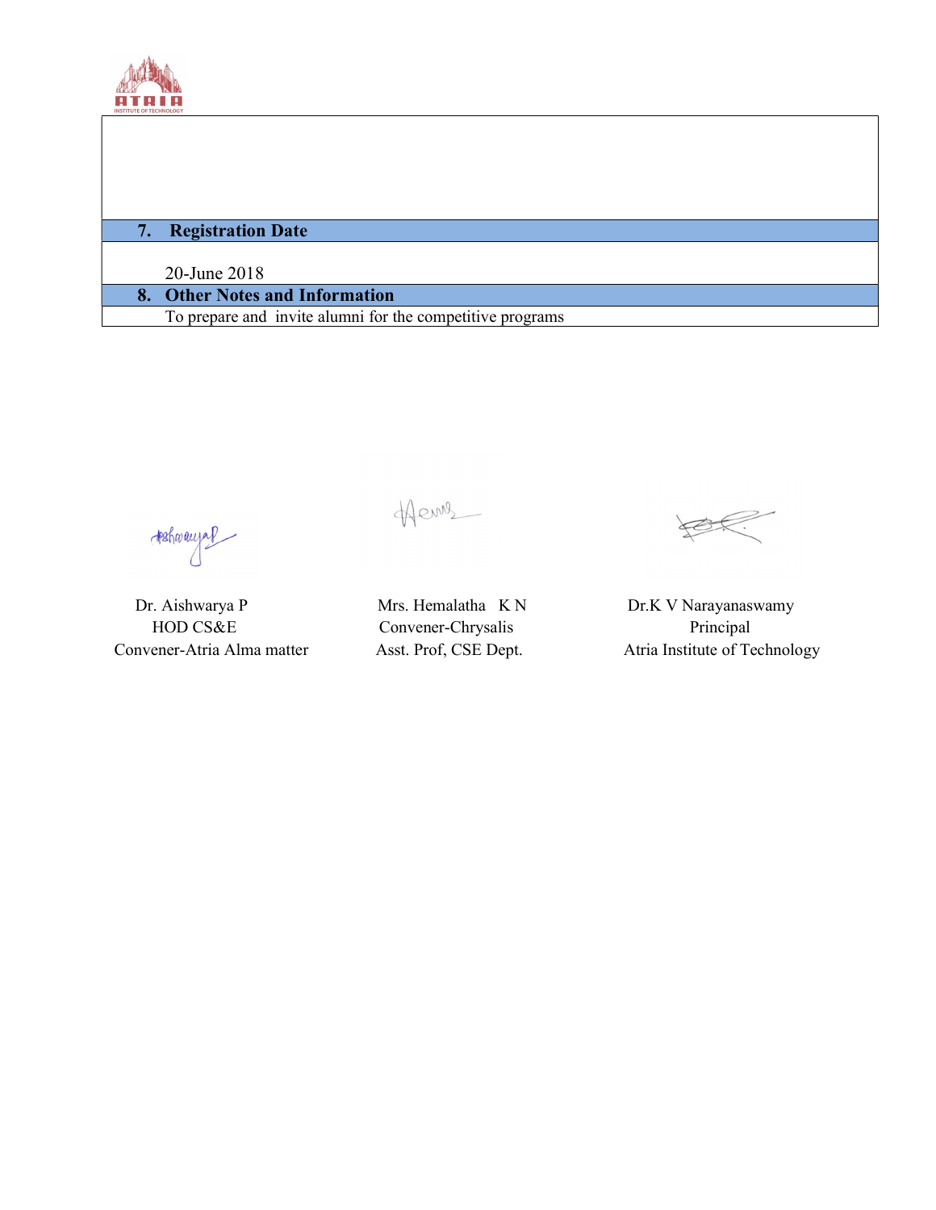## 7. Registration Date

20-June 2018

## 8. Other Notes and Information

To prepare and invite alumni for the competitive programs

| | | |
|---|---|---|
| Dr. Aishwarya P | Mrs. Hemalatha K N | Dr.K V Narayanaswamy |
| HOD CS&E | Convener-Chrysalis | Principal |
| Convener-Atria Alma matter | Asst. Prof, CSE Dept. | Atria Institute of Technology |